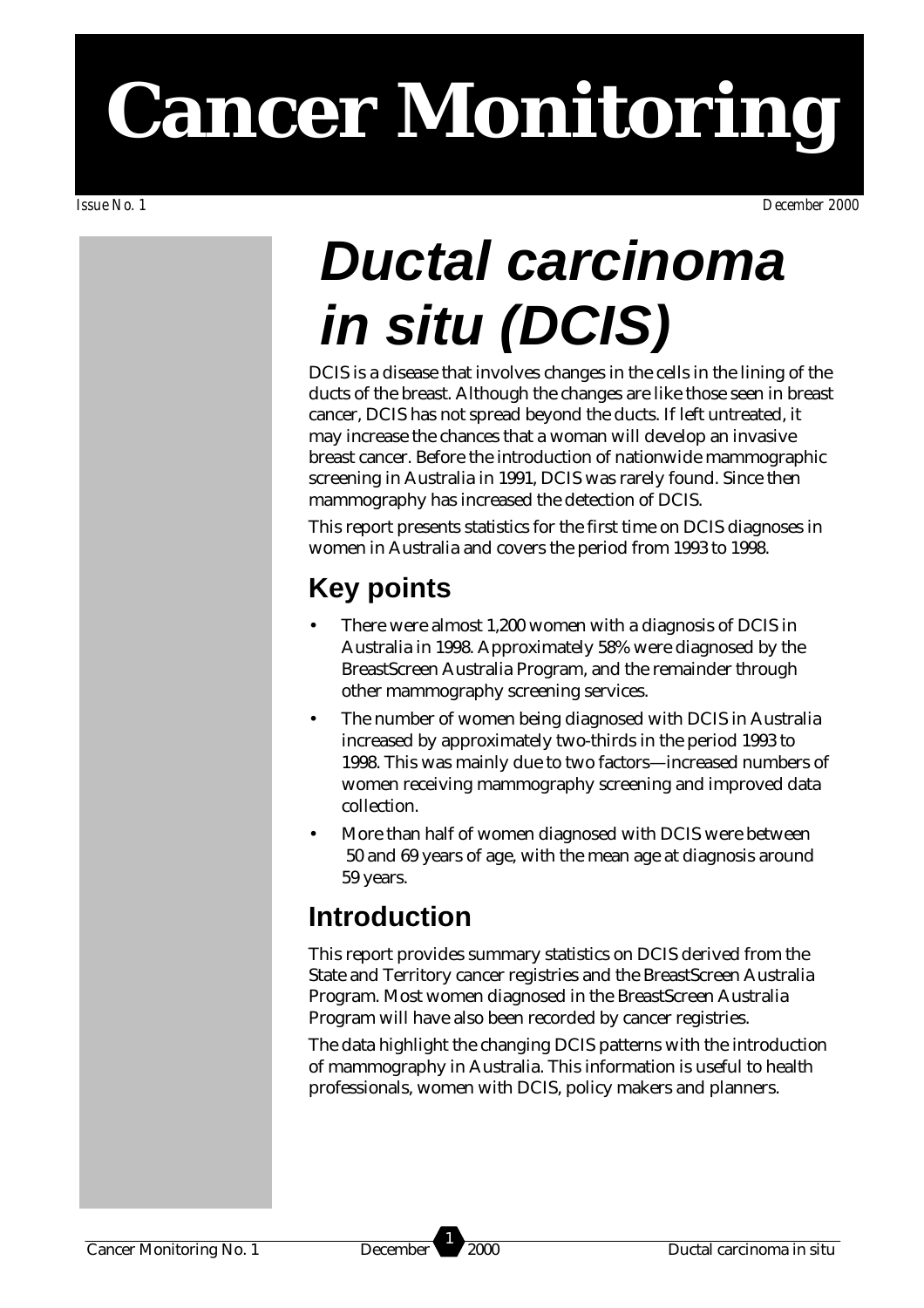# Cancer Monitoring

*Issue No. 1*

*December 2000*

# *Ductal carcinoma in situ (DCIS)*

DCIS is a disease that involves changes in the cells in the lining of the ducts of the breast. Although the changes are like those seen in breast cancer, DCIS has not spread beyond the ducts. If left untreated, it may increase the chances that a woman will develop an invasive breast cancer. Before the introduction of nationwide mammographic screening in Australia in 1991, DCIS was rarely found. Since then mammography has increased the detection of DCIS.

This report presents statistics for the first time on DCIS diagnoses in women in Australia and covers the period from 1993 to 1998.

## Key points

- There were almost 1,200 women with a diagnosis of DCIS in Australia in 1998. Approximately 58% were diagnosed by the BreastScreen Australia Program, and the remainder through other mammography screening services.
- The number of women being diagnosed with DCIS in Australia increased by approximately two-thirds in the period 1993 to 1998. This was mainly due to two factors—increased numbers of women receiving mammography screening and improved data collection.
- More than half of women diagnosed with DCIS were between 50 and 69 years of age, with the mean age at diagnosis around 59 years.

## Introduction

This report provides summary statistics on DCIS derived from the State and Territory cancer registries and the BreastScreen Australia Program. Most women diagnosed in the BreastScreen Australia Program will have also been recorded by cancer registries.

The data highlight the changing DCIS patterns with the introduction of mammography in Australia. This information is useful to health professionals, women with DCIS, policy makers and planners.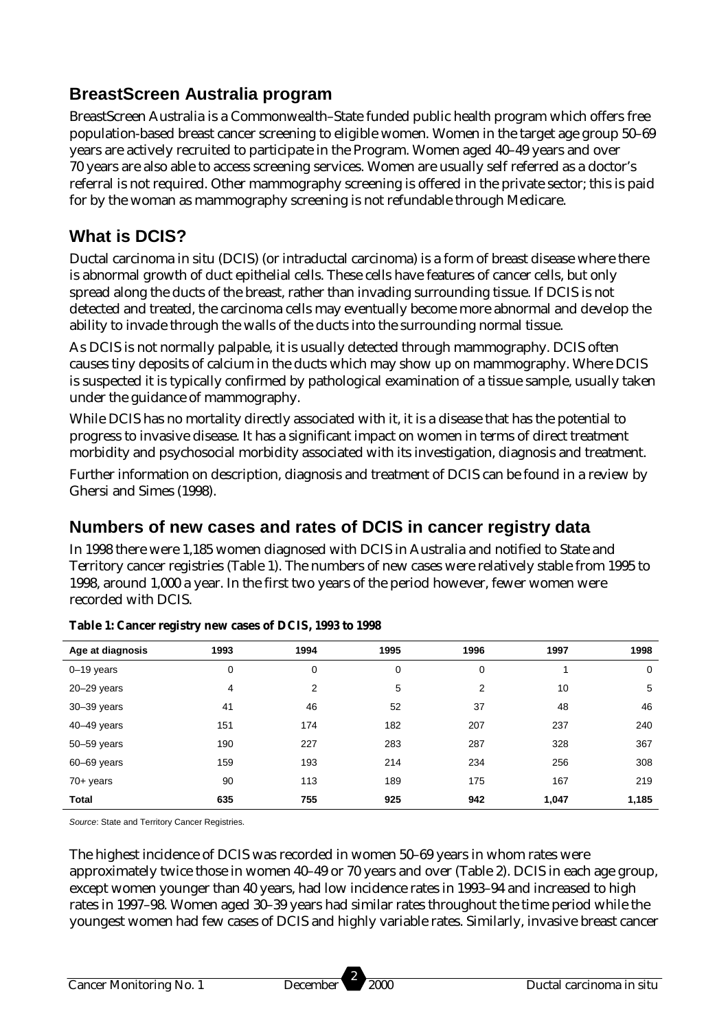## BreastScreen Australia program

BreastScreen Australia is a Commonwealth–State funded public health program which offers free population-based breast cancer screening to eligible women. Women in the target age group 50–69 years are actively recruited to participate in the Program. Women aged 40–49 years and over 70 years are also able to access screening services. Women are usually self referred as a doctor's referral is not required. Other mammography screening is offered in the private sector; this is paid for by the woman as mammography screening is not refundable through Medicare.

## What is DCIS?

Ductal carcinoma in situ (DCIS) (or intraductal carcinoma) is a form of breast disease where there is abnormal growth of duct epithelial cells. These cells have features of cancer cells, but only spread along the ducts of the breast, rather than invading surrounding tissue. If DCIS is not detected and treated, the carcinoma cells may eventually become more abnormal and develop the ability to invade through the walls of the ducts into the surrounding normal tissue.

As DCIS is not normally palpable, it is usually detected through mammography. DCIS often causes tiny deposits of calcium in the ducts which may show up on mammography. Where DCIS is suspected it is typically confirmed by pathological examination of a tissue sample, usually taken under the guidance of mammography.

While DCIS has no mortality directly associated with it, it is a disease that has the potential to progress to invasive disease. It has a significant impact on women in terms of direct treatment morbidity and psychosocial morbidity associated with its investigation, diagnosis and treatment.

Further information on description, diagnosis and treatment of DCIS can be found in a review by Ghersi and Simes (1998).

## Numbers of new cases and rates of DCIS in cancer registry data

In 1998 there were 1,185 women diagnosed with DCIS in Australia and notified to State and Territory cancer registries (Table 1). The numbers of new cases were relatively stable from 1995 to 1998, around 1,000 a year. In the first two years of the period however, fewer women were recorded with DCIS.

**Table 1: Cancer registry new cases of DCIS, 1993 to 1998**

| Age at diagnosis | 1993 | 1994 | 1995 | 1996 | 1997 | 1998 |
|---|---|---|---|---|---|---|
| 0–19 years | 0 | 0 | 0 | 0 | 1 | 0 |
| 20–29 years | 4 | 2 | 5 | 2 | 10 | 5 |
| 30–39 years | 41 | 46 | 52 | 37 | 48 | 46 |
| 40–49 years | 151 | 174 | 182 | 207 | 237 | 240 |
| 50–59 years | 190 | 227 | 283 | 287 | 328 | 367 |
| 60–69 years | 159 | 193 | 214 | 234 | 256 | 308 |
| 70+ years | 90 | 113 | 189 | 175 | 167 | 219 |
| **Total** | **635** | **755** | **925** | **942** | **1,047** | **1,185** |

*Source*: State and Territory Cancer Registries.

The highest incidence of DCIS was recorded in women 50–69 years in whom rates were approximately twice those in women 40–49 or 70 years and over (Table 2). DCIS in each age group, except women younger than 40 years, had low incidence rates in 1993–94 and increased to high rates in 1997–98. Women aged 30–39 years had similar rates throughout the time period while the youngest women had few cases of DCIS and highly variable rates. Similarly, invasive breast cancer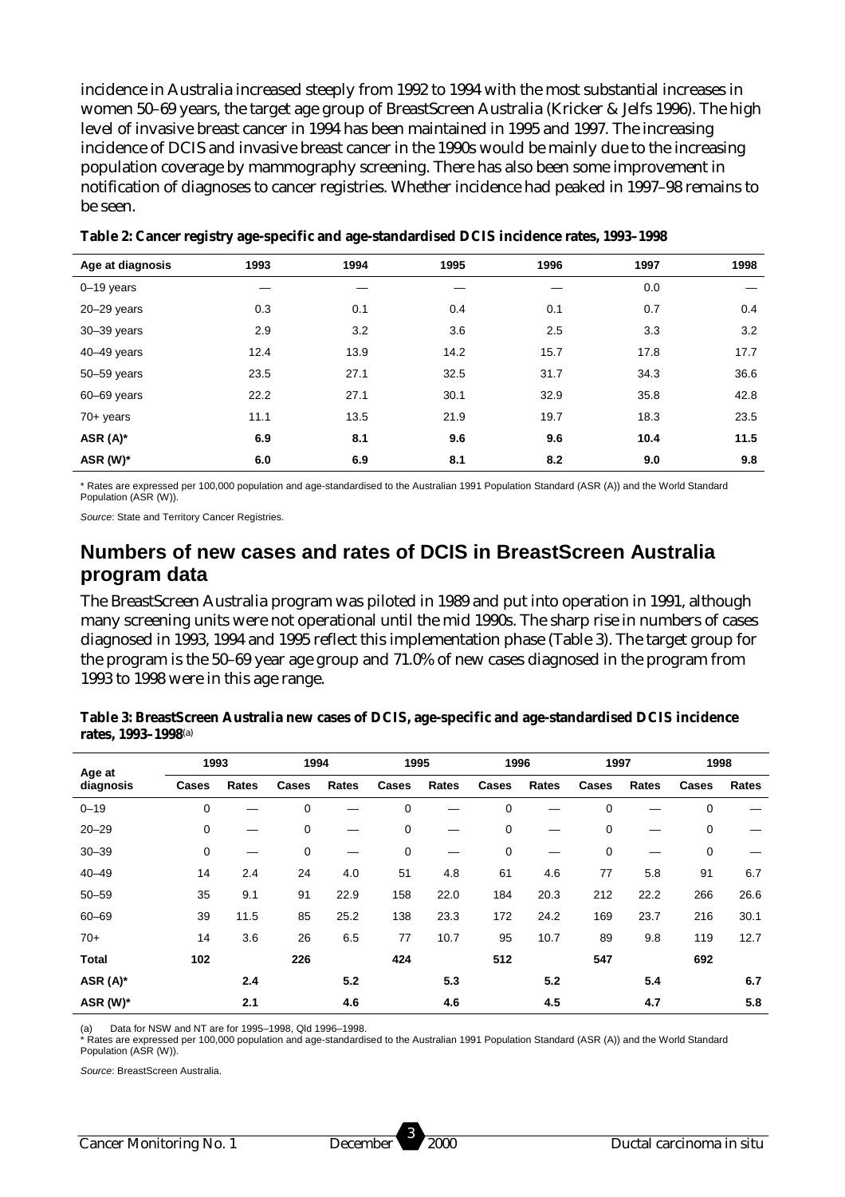incidence in Australia increased steeply from 1992 to 1994 with the most substantial increases in women 50–69 years, the target age group of BreastScreen Australia (Kricker & Jelfs 1996). The high level of invasive breast cancer in 1994 has been maintained in 1995 and 1997. The increasing incidence of DCIS and invasive breast cancer in the 1990s would be mainly due to the increasing population coverage by mammography screening. There has also been some improvement in notification of diagnoses to cancer registries. Whether incidence had peaked in 1997–98 remains to be seen.

**Table 2: Cancer registry age-specific and age-standardised DCIS incidence rates, 1993–1998**

| Age at diagnosis | 1993 | 1994 | 1995 | 1996 | 1997 | 1998 |
|---|---|---|---|---|---|---|
| 0–19 years | — | — | — | — | 0.0 | — |
| 20–29 years | 0.3 | 0.1 | 0.4 | 0.1 | 0.7 | 0.4 |
| 30–39 years | 2.9 | 3.2 | 3.6 | 2.5 | 3.3 | 3.2 |
| 40–49 years | 12.4 | 13.9 | 14.2 | 15.7 | 17.8 | 17.7 |
| 50–59 years | 23.5 | 27.1 | 32.5 | 31.7 | 34.3 | 36.6 |
| 60–69 years | 22.2 | 27.1 | 30.1 | 32.9 | 35.8 | 42.8 |
| 70+ years | 11.1 | 13.5 | 21.9 | 19.7 | 18.3 | 23.5 |
| **ASR (A)*** | **6.9** | **8.1** | **9.6** | **9.6** | **10.4** | **11.5** |
| **ASR (W)*** | **6.0** | **6.9** | **8.1** | **8.2** | **9.0** | **9.8** |

* Rates are expressed per 100,000 population and age-standardised to the Australian 1991 Population Standard (ASR (A)) and the World Standard Population (ASR (W)).

*Source*: State and Territory Cancer Registries.

## Numbers of new cases and rates of DCIS in BreastScreen Australia program data

The BreastScreen Australia program was piloted in 1989 and put into operation in 1991, although many screening units were not operational until the mid 1990s. The sharp rise in numbers of cases diagnosed in 1993, 1994 and 1995 reflect this implementation phase (Table 3). The target group for the program is the 50–69 year age group and 71.0% of new cases diagnosed in the program from 1993 to 1998 were in this age range.

**Table 3: BreastScreen Australia new cases of DCIS, age-specific and age-standardised DCIS incidence rates, 1993–1998**(a)

| Age at diagnosis | 1993 | | 1994 | | 1995 | | 1996 | | 1997 | | 1998 | |
|---|---|---|---|---|---|---|---|---|---|---|---|---|
| | Cases | Rates | Cases | Rates | Cases | Rates | Cases | Rates | Cases | Rates | Cases | Rates |
| 0–19 | 0 | — | 0 | — | 0 | — | 0 | — | 0 | — | 0 | — |
| 20–29 | 0 | — | 0 | — | 0 | — | 0 | — | 0 | — | 0 | — |
| 30–39 | 0 | — | 0 | — | 0 | — | 0 | — | 0 | — | 0 | — |
| 40–49 | 14 | 2.4 | 24 | 4.0 | 51 | 4.8 | 61 | 4.6 | 77 | 5.8 | 91 | 6.7 |
| 50–59 | 35 | 9.1 | 91 | 22.9 | 158 | 22.0 | 184 | 20.3 | 212 | 22.2 | 266 | 26.6 |
| 60–69 | 39 | 11.5 | 85 | 25.2 | 138 | 23.3 | 172 | 24.2 | 169 | 23.7 | 216 | 30.1 |
| 70+ | 14 | 3.6 | 26 | 6.5 | 77 | 10.7 | 95 | 10.7 | 89 | 9.8 | 119 | 12.7 |
| **Total** | **102** | | **226** | | **424** | | **512** | | **547** | | **692** | |
| **ASR (A)*** | | **2.4** | | **5.2** | | **5.3** | | **5.2** | | **5.4** | | **6.7** |
| **ASR (W)*** | | **2.1** | | **4.6** | | **4.6** | | **4.5** | | **4.7** | | **5.8** |

(a) Data for NSW and NT are for 1995–1998, Qld 1996–1998.
* Rates are expressed per 100,000 population and age-standardised to the Australian 1991 Population Standard (ASR (A)) and the World Standard Population (ASR (W)).

*Source*: BreastScreen Australia.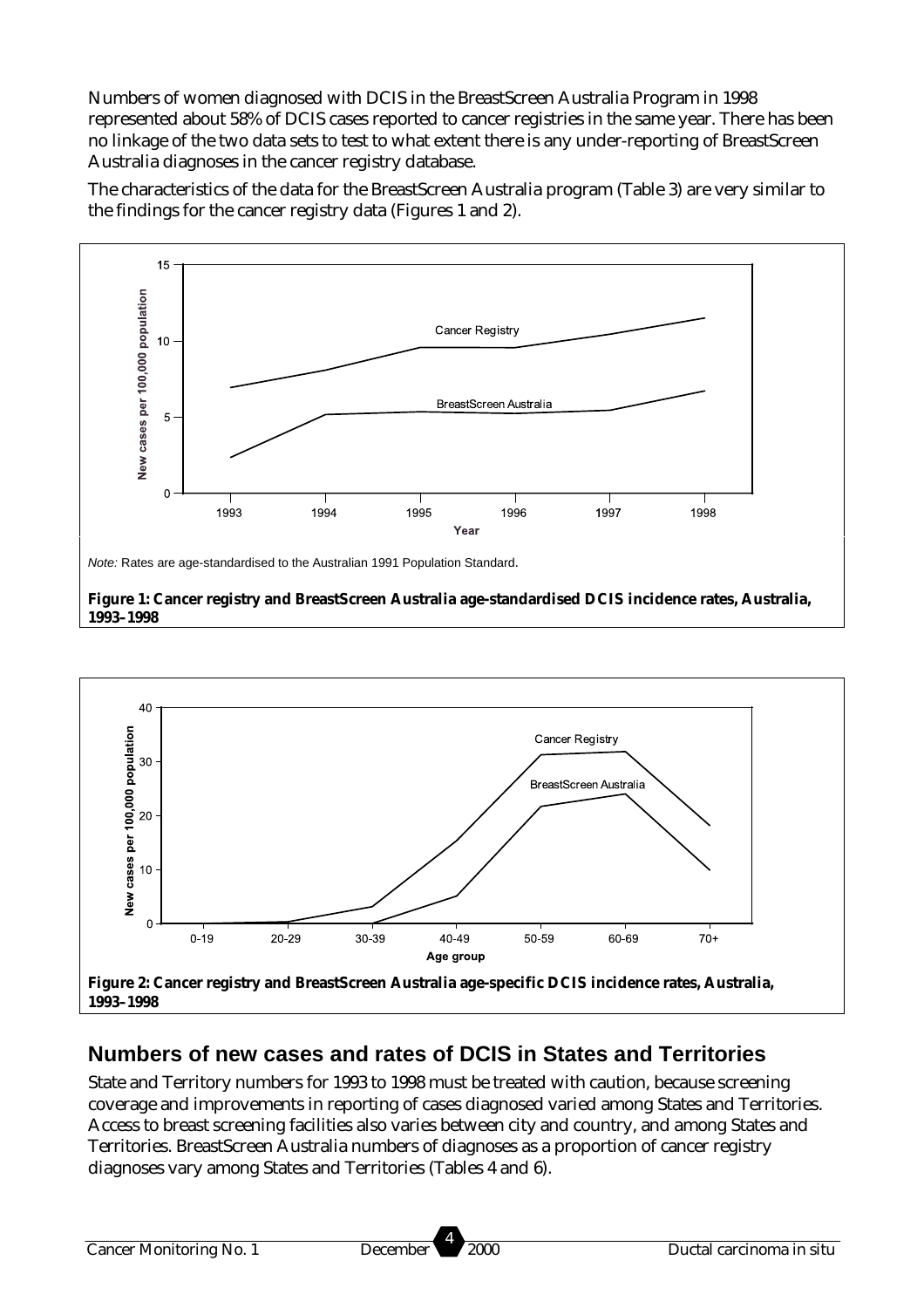Numbers of women diagnosed with DCIS in the BreastScreen Australia Program in 1998 represented about 58% of DCIS cases reported to cancer registries in the same year. There has been no linkage of the two data sets to test to what extent there is any under-reporting of BreastScreen Australia diagnoses in the cancer registry database.

The characteristics of the data for the BreastScreen Australia program (Table 3) are very similar to the findings for the cancer registry data (Figures 1 and 2).

*Note:* Rates are age-standardised to the Australian 1991 Population Standard.

**Figure 1: Cancer registry and BreastScreen Australia age-standardised DCIS incidence rates, Australia, 1993–1998**

**Figure 2: Cancer registry and BreastScreen Australia age-specific DCIS incidence rates, Australia, 1993–1998**

## Numbers of new cases and rates of DCIS in States and Territories

State and Territory numbers for 1993 to 1998 must be treated with caution, because screening coverage and improvements in reporting of cases diagnosed varied among States and Territories. Access to breast screening facilities also varies between city and country, and among States and Territories. BreastScreen Australia numbers of diagnoses as a proportion of cancer registry diagnoses vary among States and Territories (Tables 4 and 6).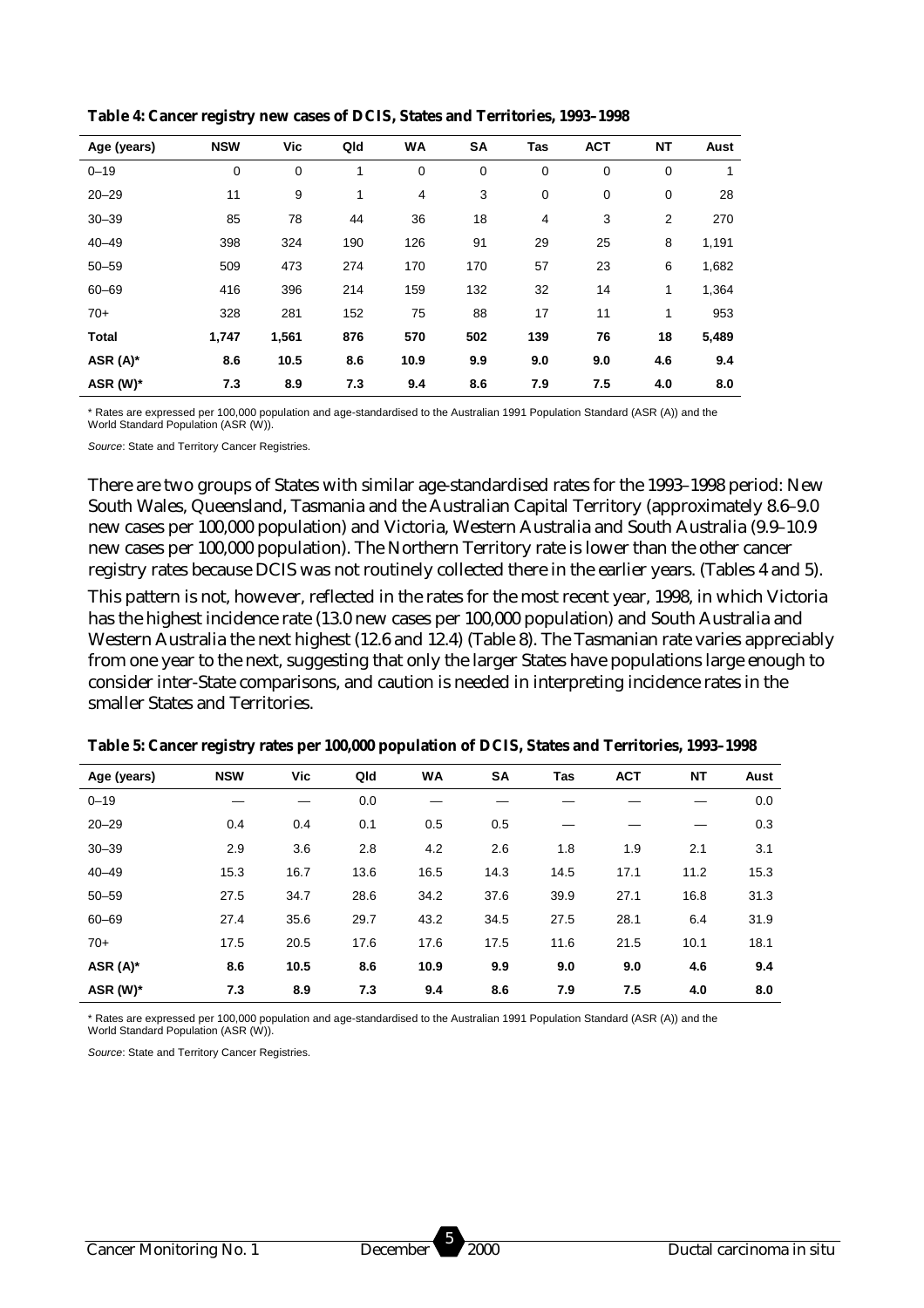**Table 4: Cancer registry new cases of DCIS, States and Territories, 1993–1998**

| Age (years) | NSW | Vic | Qld | WA | SA | Tas | ACT | NT | Aust |
|---|---|---|---|---|---|---|---|---|---|
| 0–19 | 0 | 0 | 1 | 0 | 0 | 0 | 0 | 0 | 1 |
| 20–29 | 11 | 9 | 1 | 4 | 3 | 0 | 0 | 0 | 28 |
| 30–39 | 85 | 78 | 44 | 36 | 18 | 4 | 3 | 2 | 270 |
| 40–49 | 398 | 324 | 190 | 126 | 91 | 29 | 25 | 8 | 1,191 |
| 50–59 | 509 | 473 | 274 | 170 | 170 | 57 | 23 | 6 | 1,682 |
| 60–69 | 416 | 396 | 214 | 159 | 132 | 32 | 14 | 1 | 1,364 |
| 70+ | 328 | 281 | 152 | 75 | 88 | 17 | 11 | 1 | 953 |
| **Total** | **1,747** | **1,561** | **876** | **570** | **502** | **139** | **76** | **18** | **5,489** |
| **ASR (A)*** | **8.6** | **10.5** | **8.6** | **10.9** | **9.9** | **9.0** | **9.0** | **4.6** | **9.4** |
| **ASR (W)*** | **7.3** | **8.9** | **7.3** | **9.4** | **8.6** | **7.9** | **7.5** | **4.0** | **8.0** |

* Rates are expressed per 100,000 population and age-standardised to the Australian 1991 Population Standard (ASR (A)) and the World Standard Population (ASR (W)).

*Source*: State and Territory Cancer Registries.

There are two groups of States with similar age-standardised rates for the 1993–1998 period: New South Wales, Queensland, Tasmania and the Australian Capital Territory (approximately 8.6–9.0 new cases per 100,000 population) and Victoria, Western Australia and South Australia (9.9–10.9 new cases per 100,000 population). The Northern Territory rate is lower than the other cancer registry rates because DCIS was not routinely collected there in the earlier years. (Tables 4 and 5).

This pattern is not, however, reflected in the rates for the most recent year, 1998, in which Victoria has the highest incidence rate (13.0 new cases per 100,000 population) and South Australia and Western Australia the next highest (12.6 and 12.4) (Table 8). The Tasmanian rate varies appreciably from one year to the next, suggesting that only the larger States have populations large enough to consider inter-State comparisons, and caution is needed in interpreting incidence rates in the smaller States and Territories.

**Table 5: Cancer registry rates per 100,000 population of DCIS, States and Territories, 1993–1998**

| Age (years) | NSW | Vic | Qld | WA | SA | Tas | ACT | NT | Aust |
|---|---|---|---|---|---|---|---|---|---|
| 0–19 | — | — | 0.0 | — | — | — | — | — | 0.0 |
| 20–29 | 0.4 | 0.4 | 0.1 | 0.5 | 0.5 | — | — | — | 0.3 |
| 30–39 | 2.9 | 3.6 | 2.8 | 4.2 | 2.6 | 1.8 | 1.9 | 2.1 | 3.1 |
| 40–49 | 15.3 | 16.7 | 13.6 | 16.5 | 14.3 | 14.5 | 17.1 | 11.2 | 15.3 |
| 50–59 | 27.5 | 34.7 | 28.6 | 34.2 | 37.6 | 39.9 | 27.1 | 16.8 | 31.3 |
| 60–69 | 27.4 | 35.6 | 29.7 | 43.2 | 34.5 | 27.5 | 28.1 | 6.4 | 31.9 |
| 70+ | 17.5 | 20.5 | 17.6 | 17.6 | 17.5 | 11.6 | 21.5 | 10.1 | 18.1 |
| **ASR (A)*** | **8.6** | **10.5** | **8.6** | **10.9** | **9.9** | **9.0** | **9.0** | **4.6** | **9.4** |
| **ASR (W)*** | **7.3** | **8.9** | **7.3** | **9.4** | **8.6** | **7.9** | **7.5** | **4.0** | **8.0** |

* Rates are expressed per 100,000 population and age-standardised to the Australian 1991 Population Standard (ASR (A)) and the World Standard Population (ASR (W)).

*Source*: State and Territory Cancer Registries.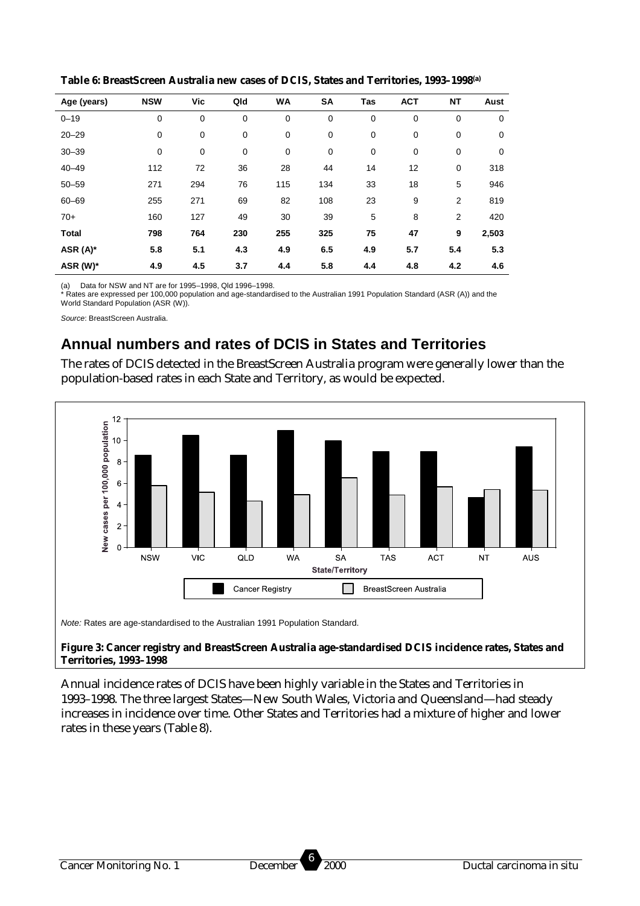**Table 6: BreastScreen Australia new cases of DCIS, States and Territories, 1993–1998[(a)]**

| Age (years) | NSW | Vic | Qld | WA | SA | Tas | ACT | NT | Aust |
|---|---|---|---|---|---|---|---|---|---|
| 0–19 | 0 | 0 | 0 | 0 | 0 | 0 | 0 | 0 | 0 |
| 20–29 | 0 | 0 | 0 | 0 | 0 | 0 | 0 | 0 | 0 |
| 30–39 | 0 | 0 | 0 | 0 | 0 | 0 | 0 | 0 | 0 |
| 40–49 | 112 | 72 | 36 | 28 | 44 | 14 | 12 | 0 | 318 |
| 50–59 | 271 | 294 | 76 | 115 | 134 | 33 | 18 | 5 | 946 |
| 60–69 | 255 | 271 | 69 | 82 | 108 | 23 | 9 | 2 | 819 |
| 70+ | 160 | 127 | 49 | 30 | 39 | 5 | 8 | 2 | 420 |
| **Total** | **798** | **764** | **230** | **255** | **325** | **75** | **47** | **9** | **2,503** |
| **ASR (A)*** | **5.8** | **5.1** | **4.3** | **4.9** | **6.5** | **4.9** | **5.7** | **5.4** | **5.3** |
| **ASR (W)*** | **4.9** | **4.5** | **3.7** | **4.4** | **5.8** | **4.4** | **4.8** | **4.2** | **4.6** |

(a) Data for NSW and NT are for 1995–1998, Qld 1996–1998.
* Rates are expressed per 100,000 population and age-standardised to the Australian 1991 Population Standard (ASR (A)) and the World Standard Population (ASR (W)).

*Source:* BreastScreen Australia.

## Annual numbers and rates of DCIS in States and Territories

The rates of DCIS detected in the BreastScreen Australia program were generally lower than the population-based rates in each State and Territory, as would be expected.

*Note:* Rates are age-standardised to the Australian 1991 Population Standard.

**Figure 3: Cancer registry and BreastScreen Australia age-standardised DCIS incidence rates, States and Territories, 1993–1998**

Annual incidence rates of DCIS have been highly variable in the States and Territories in 1993–1998. The three largest States—New South Wales, Victoria and Queensland—had steady increases in incidence over time. Other States and Territories had a mixture of higher and lower rates in these years (Table 8).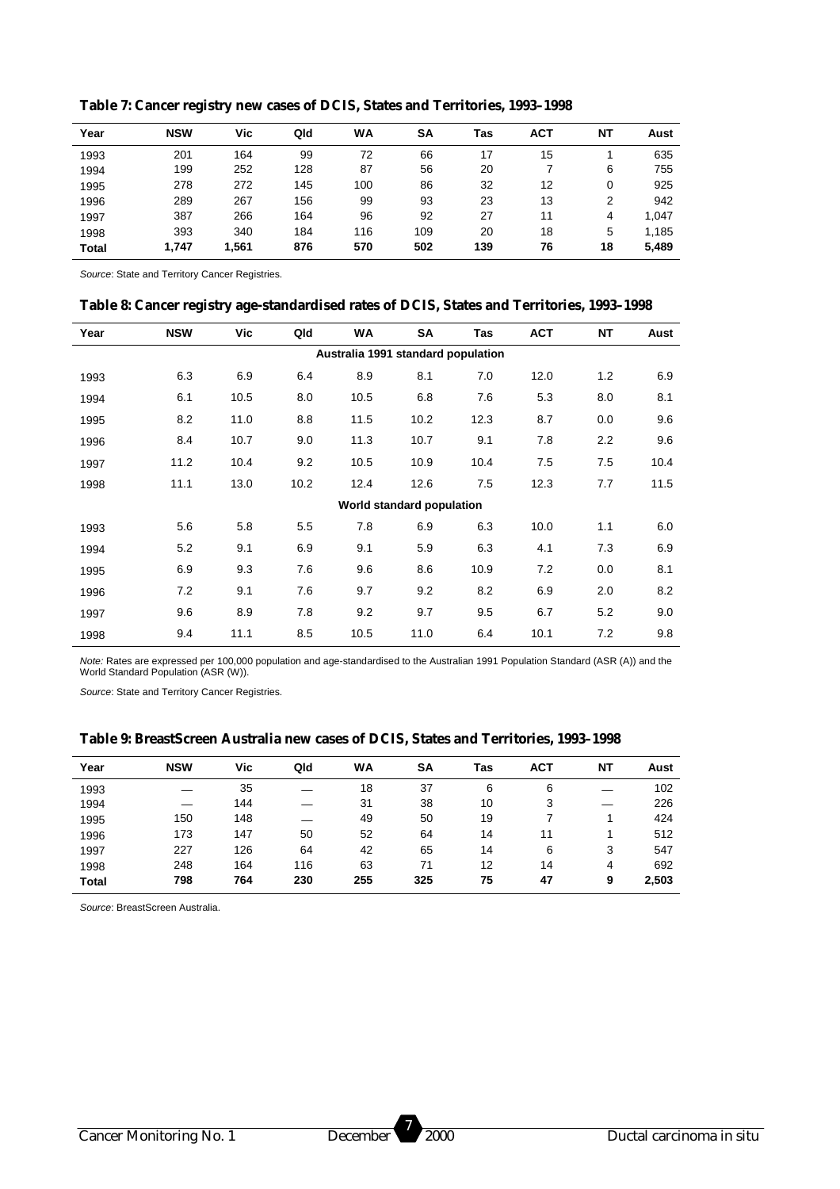**Table 7: Cancer registry new cases of DCIS, States and Territories, 1993–1998**

| Year | NSW | Vic | Qld | WA | SA | Tas | ACT | NT | Aust |
|---|---|---|---|---|---|---|---|---|---|
| 1993 | 201 | 164 | 99 | 72 | 66 | 17 | 15 | 1 | 635 |
| 1994 | 199 | 252 | 128 | 87 | 56 | 20 | 7 | 6 | 755 |
| 1995 | 278 | 272 | 145 | 100 | 86 | 32 | 12 | 0 | 925 |
| 1996 | 289 | 267 | 156 | 99 | 93 | 23 | 13 | 2 | 942 |
| 1997 | 387 | 266 | 164 | 96 | 92 | 27 | 11 | 4 | 1,047 |
| 1998 | 393 | 340 | 184 | 116 | 109 | 20 | 18 | 5 | 1,185 |
| **Total** | **1,747** | **1,561** | **876** | **570** | **502** | **139** | **76** | **18** | **5,489** |

*Source*: State and Territory Cancer Registries.

**Table 8: Cancer registry age-standardised rates of DCIS, States and Territories, 1993–1998**

| Year | NSW | Vic | Qld | WA | SA | Tas | ACT | NT | Aust |
|---|---|---|---|---|---|---|---|---|---|
| | | | | **Australia 1991 standard population** | | | | | |
| 1993 | 6.3 | 6.9 | 6.4 | 8.9 | 8.1 | 7.0 | 12.0 | 1.2 | 6.9 |
| 1994 | 6.1 | 10.5 | 8.0 | 10.5 | 6.8 | 7.6 | 5.3 | 8.0 | 8.1 |
| 1995 | 8.2 | 11.0 | 8.8 | 11.5 | 10.2 | 12.3 | 8.7 | 0.0 | 9.6 |
| 1996 | 8.4 | 10.7 | 9.0 | 11.3 | 10.7 | 9.1 | 7.8 | 2.2 | 9.6 |
| 1997 | 11.2 | 10.4 | 9.2 | 10.5 | 10.9 | 10.4 | 7.5 | 7.5 | 10.4 |
| 1998 | 11.1 | 13.0 | 10.2 | 12.4 | 12.6 | 7.5 | 12.3 | 7.7 | 11.5 |
| | | | | **World standard population** | | | | | |
| 1993 | 5.6 | 5.8 | 5.5 | 7.8 | 6.9 | 6.3 | 10.0 | 1.1 | 6.0 |
| 1994 | 5.2 | 9.1 | 6.9 | 9.1 | 5.9 | 6.3 | 4.1 | 7.3 | 6.9 |
| 1995 | 6.9 | 9.3 | 7.6 | 9.6 | 8.6 | 10.9 | 7.2 | 0.0 | 8.1 |
| 1996 | 7.2 | 9.1 | 7.6 | 9.7 | 9.2 | 8.2 | 6.9 | 2.0 | 8.2 |
| 1997 | 9.6 | 8.9 | 7.8 | 9.2 | 9.7 | 9.5 | 6.7 | 5.2 | 9.0 |
| 1998 | 9.4 | 11.1 | 8.5 | 10.5 | 11.0 | 6.4 | 10.1 | 7.2 | 9.8 |

*Note:* Rates are expressed per 100,000 population and age-standardised to the Australian 1991 Population Standard (ASR (A)) and the World Standard Population (ASR (W)).

*Source*: State and Territory Cancer Registries.

**Table 9: BreastScreen Australia new cases of DCIS, States and Territories, 1993–1998**

| Year | NSW | Vic | Qld | WA | SA | Tas | ACT | NT | Aust |
|---|---|---|---|---|---|---|---|---|---|
| 1993 | — | 35 | — | 18 | 37 | 6 | 6 | — | 102 |
| 1994 | — | 144 | — | 31 | 38 | 10 | 3 | — | 226 |
| 1995 | 150 | 148 | — | 49 | 50 | 19 | 7 | 1 | 424 |
| 1996 | 173 | 147 | 50 | 52 | 64 | 14 | 11 | 1 | 512 |
| 1997 | 227 | 126 | 64 | 42 | 65 | 14 | 6 | 3 | 547 |
| 1998 | 248 | 164 | 116 | 63 | 71 | 12 | 14 | 4 | 692 |
| **Total** | **798** | **764** | **230** | **255** | **325** | **75** | **47** | **9** | **2,503** |

*Source*: BreastScreen Australia.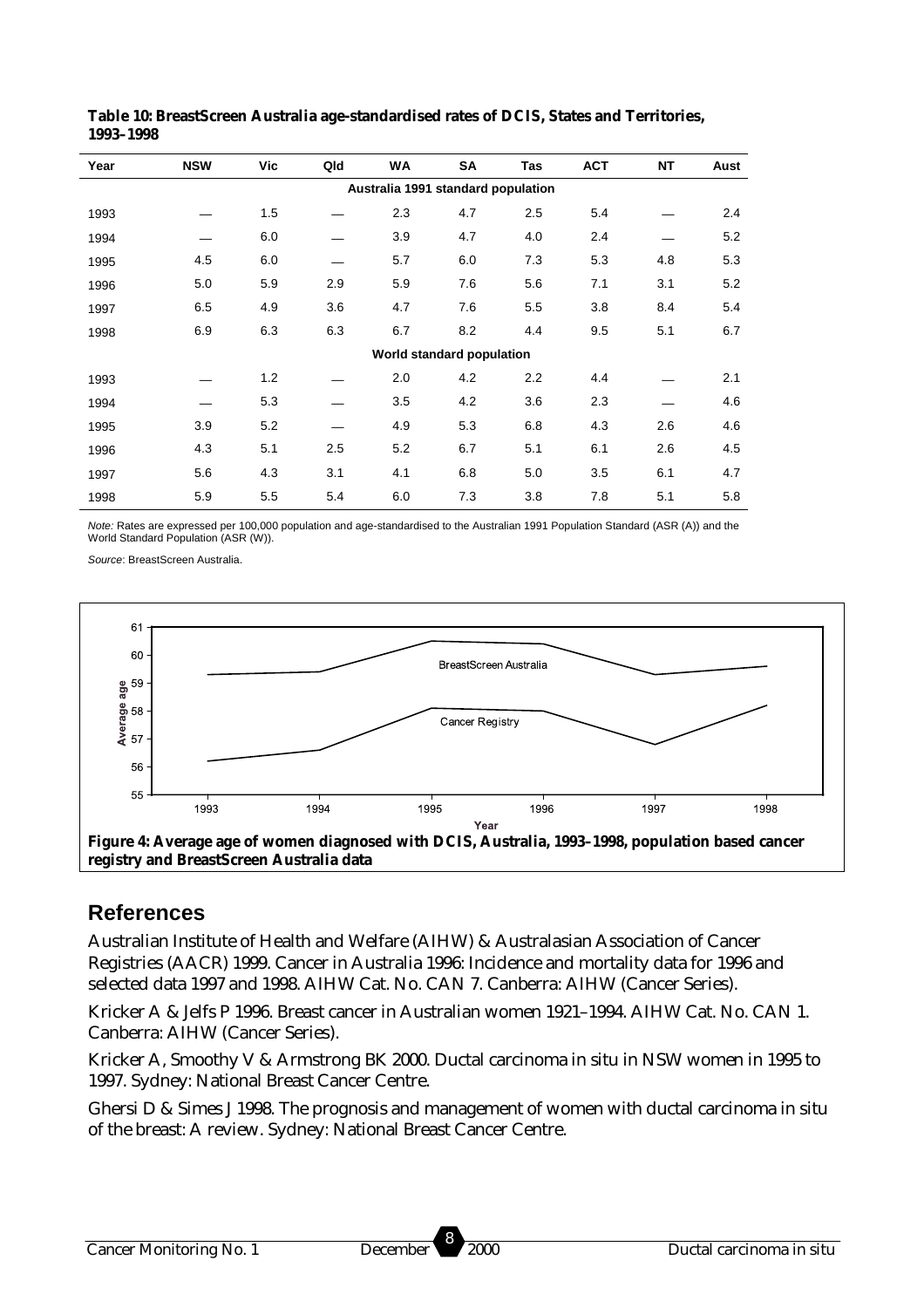**Table 10: BreastScreen Australia age-standardised rates of DCIS, States and Territories, 1993–1998**

| Year | NSW | Vic | Qld | WA | SA | Tas | ACT | NT | Aust |
|---|---|---|---|---|---|---|---|---|---|
| | | | | **Australia 1991 standard population** | | | | | |
| 1993 | — | 1.5 | — | 2.3 | 4.7 | 2.5 | 5.4 | — | 2.4 |
| 1994 | — | 6.0 | — | 3.9 | 4.7 | 4.0 | 2.4 | — | 5.2 |
| 1995 | 4.5 | 6.0 | — | 5.7 | 6.0 | 7.3 | 5.3 | 4.8 | 5.3 |
| 1996 | 5.0 | 5.9 | 2.9 | 5.9 | 7.6 | 5.6 | 7.1 | 3.1 | 5.2 |
| 1997 | 6.5 | 4.9 | 3.6 | 4.7 | 7.6 | 5.5 | 3.8 | 8.4 | 5.4 |
| 1998 | 6.9 | 6.3 | 6.3 | 6.7 | 8.2 | 4.4 | 9.5 | 5.1 | 6.7 |
| | | | | **World standard population** | | | | | |
| 1993 | — | 1.2 | — | 2.0 | 4.2 | 2.2 | 4.4 | — | 2.1 |
| 1994 | — | 5.3 | — | 3.5 | 4.2 | 3.6 | 2.3 | — | 4.6 |
| 1995 | 3.9 | 5.2 | — | 4.9 | 5.3 | 6.8 | 4.3 | 2.6 | 4.6 |
| 1996 | 4.3 | 5.1 | 2.5 | 5.2 | 6.7 | 5.1 | 6.1 | 2.6 | 4.5 |
| 1997 | 5.6 | 4.3 | 3.1 | 4.1 | 6.8 | 5.0 | 3.5 | 6.1 | 4.7 |
| 1998 | 5.9 | 5.5 | 5.4 | 6.0 | 7.3 | 3.8 | 7.8 | 5.1 | 5.8 |

*Note:* Rates are expressed per 100,000 population and age-standardised to the Australian 1991 Population Standard (ASR (A)) and the World Standard Population (ASR (W)).

*Source*: BreastScreen Australia.

Average age
61
60
59
58
57
56
55
1993
1994
1995
1996
1997
1998
Year
BreastScreen Australia
Cancer Registry

**Figure 4: Average age of women diagnosed with DCIS, Australia, 1993–1998, population based cancer registry and BreastScreen Australia data**

## References

Australian Institute of Health and Welfare (AIHW) & Australasian Association of Cancer Registries (AACR) 1999. Cancer in Australia 1996: Incidence and mortality data for 1996 and selected data 1997 and 1998. AIHW Cat. No. CAN 7. Canberra: AIHW (Cancer Series).

Kricker A & Jelfs P 1996. Breast cancer in Australian women 1921–1994. AIHW Cat. No. CAN 1. Canberra: AIHW (Cancer Series).

Kricker A, Smoothy V & Armstrong BK 2000. Ductal carcinoma in situ in NSW women in 1995 to 1997. Sydney: National Breast Cancer Centre.

Ghersi D & Simes J 1998. The prognosis and management of women with ductal carcinoma in situ of the breast: A review. Sydney: National Breast Cancer Centre.